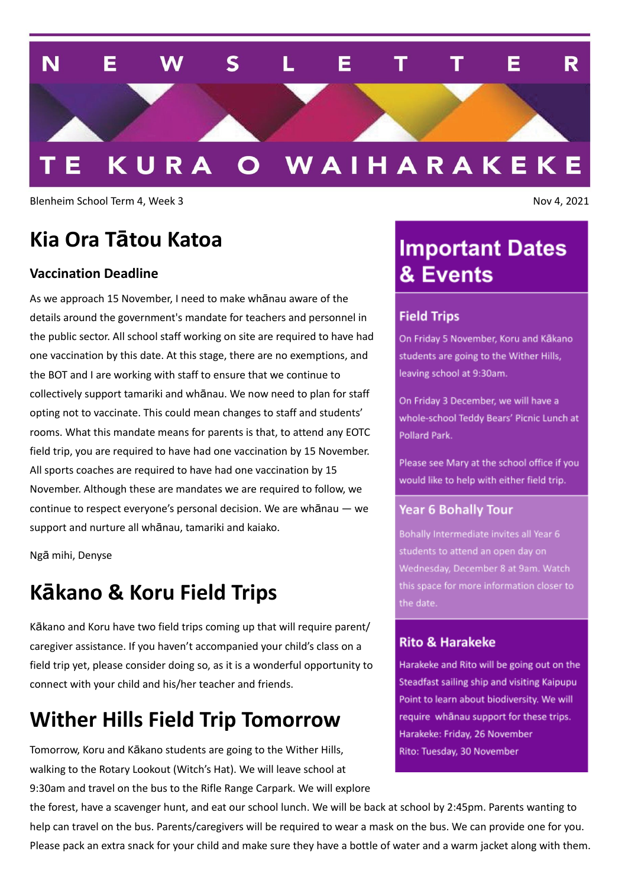# NEWSLETTER

## TE KURA O WAIHARAKEKE

Blenheim School Term 4, Week 3

Nov 4, 2021

# Kia Ora Tātou Katoa

### Vaccination Deadline

As we approach 15 November, I need to make whānau aware of the details around the government's mandate for teachers and personnel in the public sector. All school staff working on site are required to have had one vaccination by this date. At this stage, there are no exemptions, and the BOT and I are working with staff to ensure that we continue to collectively support tamariki and whānau. We now need to plan for staff opting not to vaccinate. This could mean changes to staff and students' rooms. What this mandate means for parents is that, to attend any EOTC field trip, you are required to have had one vaccination by 15 November. All sports coaches are required to have had one vaccination by 15 November. Although these are mandates we are required to follow, we continue to respect everyone's personal decision. We are whānau — we support and nurture all whānau, tamariki and kaiako.

Ngā mihi, Denyse

# Kākano & Koru Field Trips

Kākano and Koru have two field trips coming up that will require parent/caregiver assistance. If you haven't accompanied your child's class on a field trip yet, please consider doing so, as it is a wonderful opportunity to connect with your child and his/her teacher and friends.

# Wither Hills Field Trip Tomorrow

Tomorrow, Koru and Kākano students are going to the Wither Hills, walking to the Rotary Lookout (Witch's Hat). We will leave school at 9:30am and travel on the bus to the Rifle Range Carpark. We will explore the forest, have a scavenger hunt, and eat our school lunch. We will be back at school by 2:45pm. Parents wanting to help can travel on the bus. Parents/caregivers will be required to wear a mask on the bus. We can provide one for you. Please pack an extra snack for your child and make sure they have a bottle of water and a warm jacket along with them.

# Important Dates & Events

### Field Trips

On Friday 5 November, Koru and Kākano students are going to the Wither Hills, leaving school at 9:30am.

On Friday 3 December, we will have a whole-school Teddy Bears' Picnic Lunch at Pollard Park.

Please see Mary at the school office if you would like to help with either field trip.

### Year 6 Bohally Tour

Bohally Intermediate invites all Year 6 students to attend an open day on Wednesday, December 8 at 9am. Watch this space for more information closer to the date.

### Rito & Harakeke

Harakeke and Rito will be going out on the Steadfast sailing ship and visiting Kaipupu Point to learn about biodiversity. We will require whānau support for these trips.
Harakeke: Friday, 26 November
Rito: Tuesday, 30 November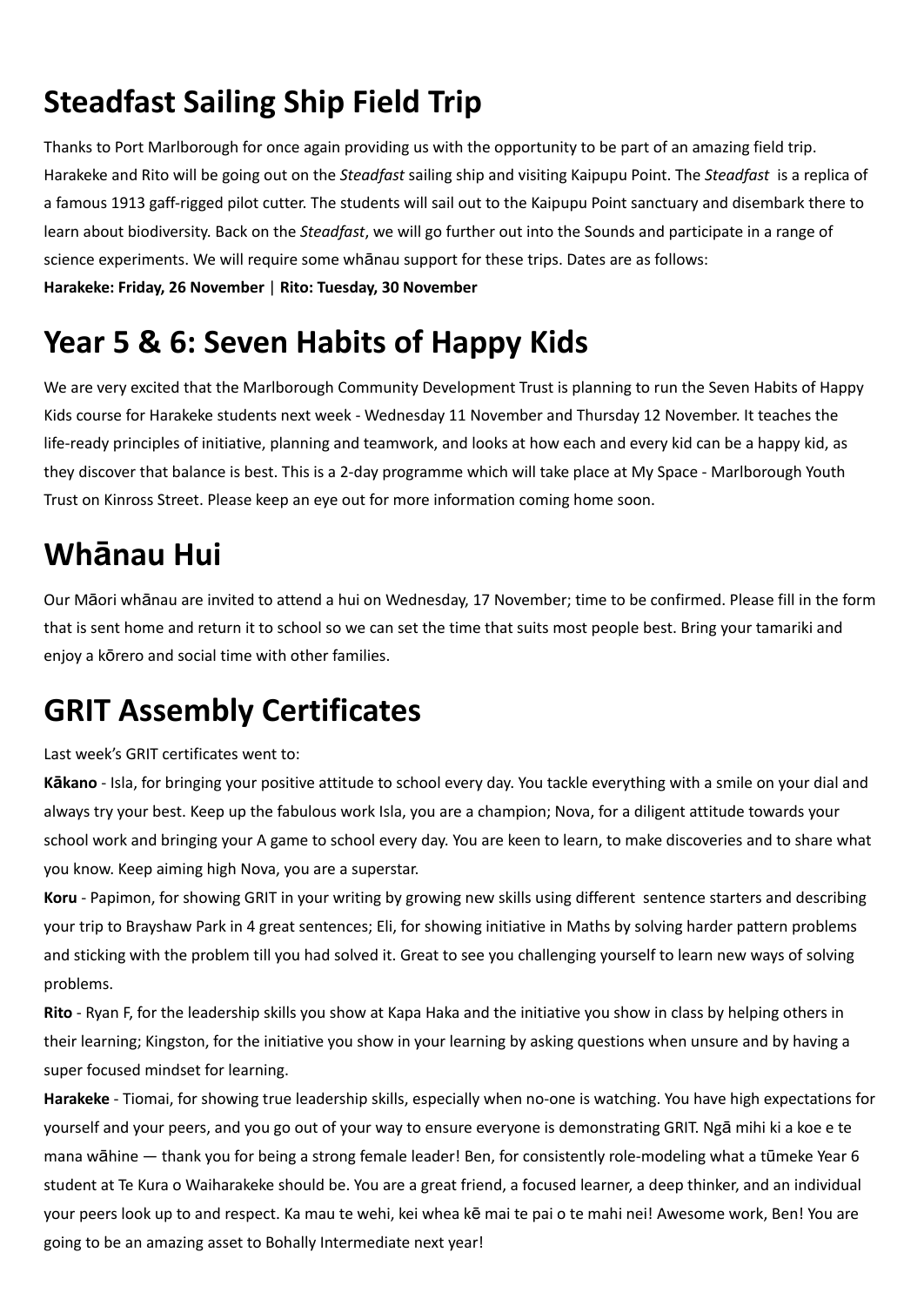# Steadfast Sailing Ship Field Trip

Thanks to Port Marlborough for once again providing us with the opportunity to be part of an amazing field trip. Harakeke and Rito will be going out on the *Steadfast* sailing ship and visiting Kaipupu Point. The *Steadfast* is a replica of a famous 1913 gaff-rigged pilot cutter. The students will sail out to the Kaipupu Point sanctuary and disembark there to learn about biodiversity. Back on the *Steadfast*, we will go further out into the Sounds and participate in a range of science experiments. We will require some whānau support for these trips. Dates are as follows:

**Harakeke: Friday, 26 November** | **Rito: Tuesday, 30 November**

# Year 5 & 6: Seven Habits of Happy Kids

We are very excited that the Marlborough Community Development Trust is planning to run the Seven Habits of Happy Kids course for Harakeke students next week - Wednesday 11 November and Thursday 12 November. It teaches the life-ready principles of initiative, planning and teamwork, and looks at how each and every kid can be a happy kid, as they discover that balance is best. This is a 2-day programme which will take place at My Space - Marlborough Youth Trust on Kinross Street. Please keep an eye out for more information coming home soon.

# Whānau Hui

Our Māori whānau are invited to attend a hui on Wednesday, 17 November; time to be confirmed. Please fill in the form that is sent home and return it to school so we can set the time that suits most people best. Bring your tamariki and enjoy a kōrero and social time with other families.

# GRIT Assembly Certificates

Last week's GRIT certificates went to:

**Kākano** - Isla, for bringing your positive attitude to school every day. You tackle everything with a smile on your dial and always try your best. Keep up the fabulous work Isla, you are a champion; Nova, for a diligent attitude towards your school work and bringing your A game to school every day. You are keen to learn, to make discoveries and to share what you know. Keep aiming high Nova, you are a superstar.

**Koru** - Papimon, for showing GRIT in your writing by growing new skills using different sentence starters and describing your trip to Brayshaw Park in 4 great sentences; Eli, for showing initiative in Maths by solving harder pattern problems and sticking with the problem till you had solved it. Great to see you challenging yourself to learn new ways of solving problems.

**Rito** - Ryan F, for the leadership skills you show at Kapa Haka and the initiative you show in class by helping others in their learning; Kingston, for the initiative you show in your learning by asking questions when unsure and by having a super focused mindset for learning.

**Harakeke** - Tiomai, for showing true leadership skills, especially when no-one is watching. You have high expectations for yourself and your peers, and you go out of your way to ensure everyone is demonstrating GRIT. Ngā mihi ki a koe e te mana wāhine — thank you for being a strong female leader! Ben, for consistently role-modeling what a tūmeke Year 6 student at Te Kura o Waiharakeke should be. You are a great friend, a focused learner, a deep thinker, and an individual your peers look up to and respect. Ka mau te wehi, kei whea kē mai te pai o te mahi nei! Awesome work, Ben! You are going to be an amazing asset to Bohally Intermediate next year!